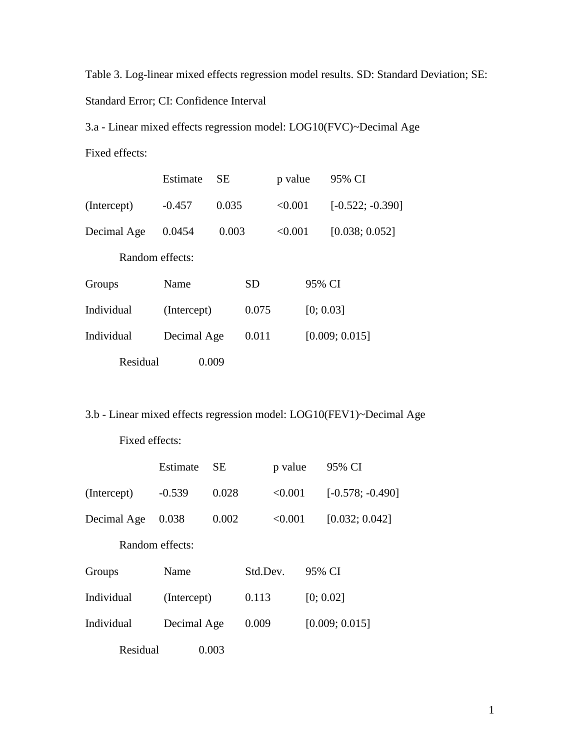Table 3. Log-linear mixed effects regression model results. SD: Standard Deviation; SE: Standard Error; CI: Confidence Interval

3.a - Linear mixed effects regression model: LOG10(FVC)~Decimal Age

Fixed effects:

| | Estimate | SE | p value | 95% CI |
|---|---|---|---|---|
| (Intercept) | -0.457 | 0.035 | <0.001 | [-0.522; -0.390] |
| Decimal Age | 0.0454 | 0.003 | <0.001 | [0.038; 0.052] |

Random effects:

| Groups | Name | SD | 95% CI |
|---|---|---|---|
| Individual | (Intercept) | 0.075 | [0; 0.03] |
| Individual | Decimal Age | 0.011 | [0.009; 0.015] |
| Residual | | 0.009 | |

3.b - Linear mixed effects regression model: LOG10(FEV1)~Decimal Age

Fixed effects:

| | Estimate | SE | p value | 95% CI |
|---|---|---|---|---|
| (Intercept) | -0.539 | 0.028 | <0.001 | [-0.578; -0.490] |
| Decimal Age | 0.038 | 0.002 | <0.001 | [0.032; 0.042] |

Random effects:

| Groups | Name | Std.Dev. | 95% CI |
|---|---|---|---|
| Individual | (Intercept) | 0.113 | [0; 0.02] |
| Individual | Decimal Age | 0.009 | [0.009; 0.015] |
| Residual | | 0.003 | |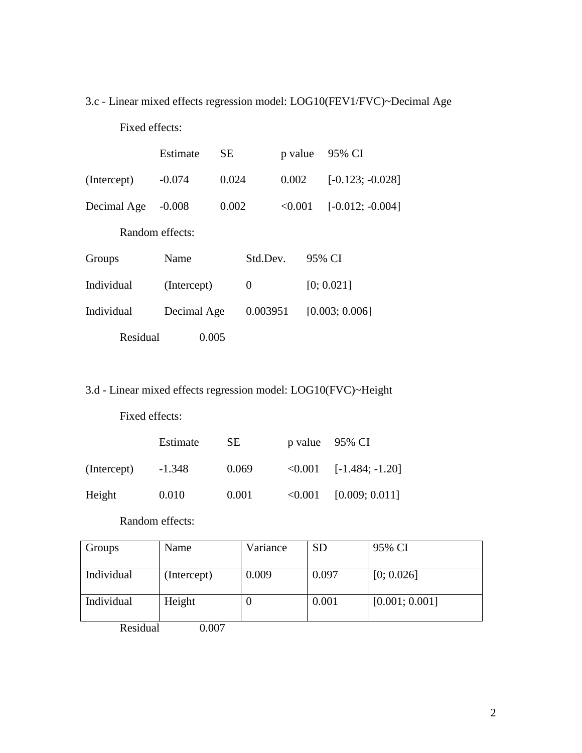3.c - Linear mixed effects regression model: LOG10(FEV1/FVC)~Decimal Age

Fixed effects:

| | Estimate | SE | p value | 95% CI |
|---|---|---|---|---|
| (Intercept) | -0.074 | 0.024 | 0.002 | [-0.123; -0.028] |
| Decimal Age | -0.008 | 0.002 | <0.001 | [-0.012; -0.004] |

Random effects:

| Groups | Name | Std.Dev. | 95% CI |
|---|---|---|---|
| Individual | (Intercept) | 0 | [0; 0.021] |
| Individual | Decimal Age | 0.003951 | [0.003; 0.006] |

Residual 0.005

3.d - Linear mixed effects regression model: LOG10(FVC)~Height

Fixed effects:

| | Estimate | SE | p value | 95% CI |
|---|---|---|---|---|
| (Intercept) | -1.348 | 0.069 | <0.001 | [-1.484; -1.20] |
| Height | 0.010 | 0.001 | <0.001 | [0.009; 0.011] |

Random effects:

| Groups | Name | Variance | SD | 95% CI |
|---|---|---|---|---|
| Individual | (Intercept) | 0.009 | 0.097 | [0; 0.026] |
| Individual | Height | 0 | 0.001 | [0.001; 0.001] |

Residual 0.007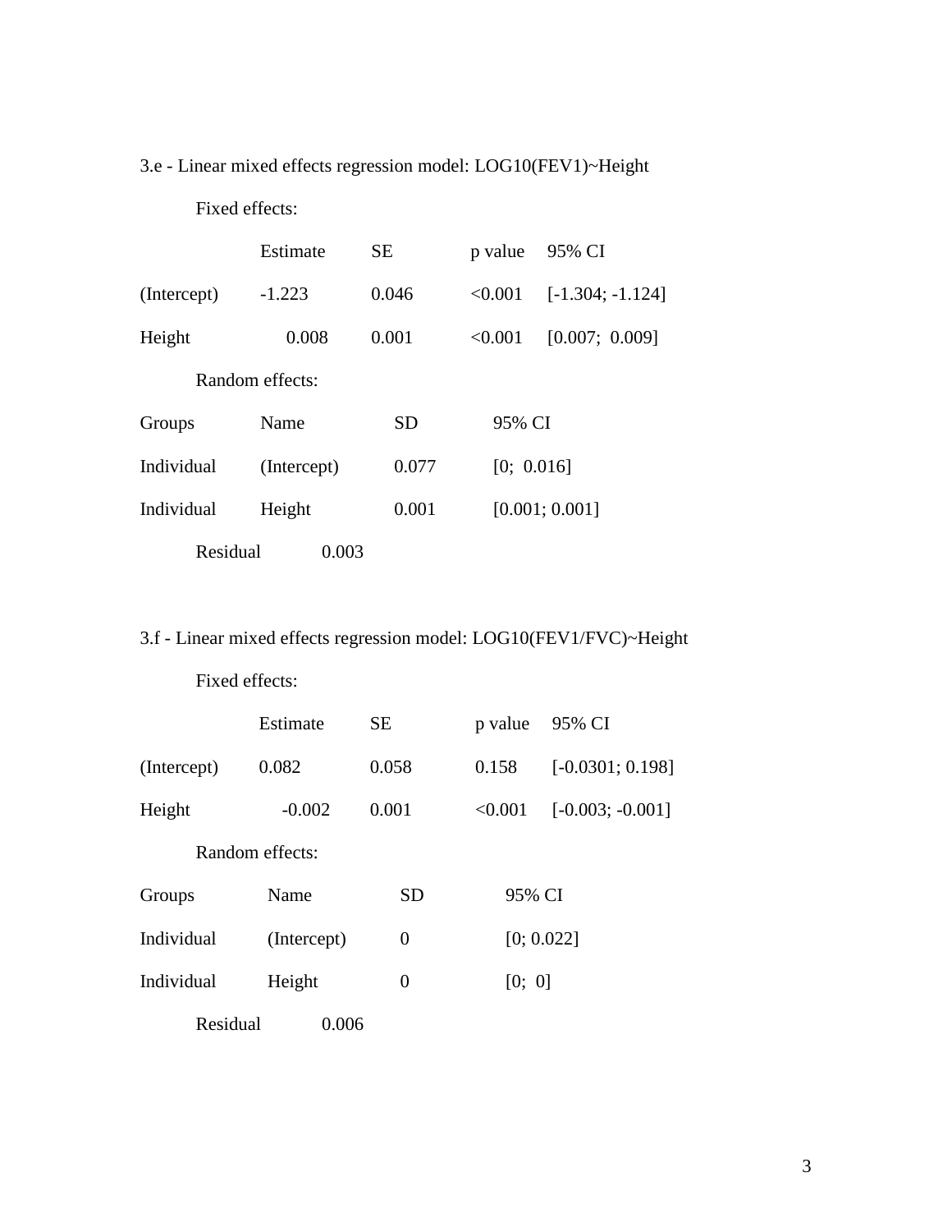3.e - Linear mixed effects regression model: LOG10(FEV1)~Height

Fixed effects:

| | Estimate | SE | p value | 95% CI |
|---|---|---|---|---|
| (Intercept) | -1.223 | 0.046 | <0.001 | [-1.304; -1.124] |
| Height | 0.008 | 0.001 | <0.001 | [0.007; 0.009] |

Random effects:

| Groups | Name | SD | 95% CI |
|---|---|---|---|
| Individual | (Intercept) | 0.077 | [0; 0.016] |
| Individual | Height | 0.001 | [0.001; 0.001] |
| Residual | | 0.003 | |

3.f - Linear mixed effects regression model: LOG10(FEV1/FVC)~Height

Fixed effects:

| | Estimate | SE | p value | 95% CI |
|---|---|---|---|---|
| (Intercept) | 0.082 | 0.058 | 0.158 | [-0.0301; 0.198] |
| Height | -0.002 | 0.001 | <0.001 | [-0.003; -0.001] |

Random effects:

| Groups | Name | SD | 95% CI |
|---|---|---|---|
| Individual | (Intercept) | 0 | [0; 0.022] |
| Individual | Height | 0 | [0; 0] |
| Residual | | 0.006 | |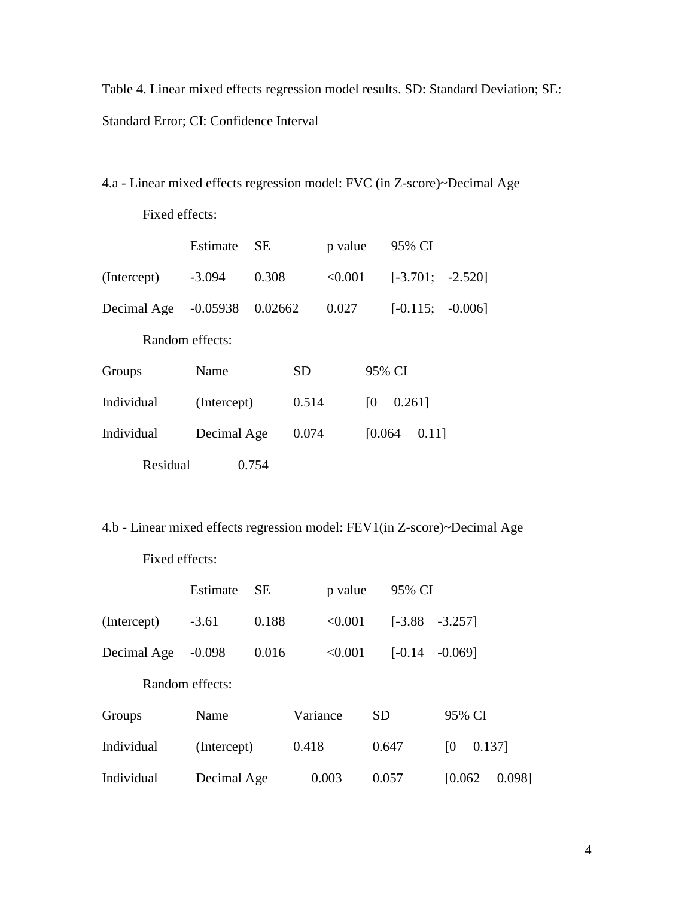Table 4. Linear mixed effects regression model results. SD: Standard Deviation; SE: Standard Error; CI: Confidence Interval

4.a - Linear mixed effects regression model: FVC (in Z-score)~Decimal Age

Fixed effects:

| | Estimate | SE | p value | 95% CI |
|---|---|---|---|---|
| (Intercept) | -3.094 | 0.308 | <0.001 | [-3.701; -2.520] |
| Decimal Age | -0.05938 | 0.02662 | 0.027 | [-0.115; -0.006] |

Random effects:

| Groups | Name | SD | 95% CI |
|---|---|---|---|
| Individual | (Intercept) | 0.514 | [0 0.261] |
| Individual | Decimal Age | 0.074 | [0.064 0.11] |
| Residual | | 0.754 | |

4.b - Linear mixed effects regression model: FEV1(in Z-score)~Decimal Age

Fixed effects:

| | Estimate | SE | p value | 95% CI |
|---|---|---|---|---|
| (Intercept) | -3.61 | 0.188 | <0.001 | [-3.88 -3.257] |
| Decimal Age | -0.098 | 0.016 | <0.001 | [-0.14 -0.069] |

Random effects:

| Groups | Name | Variance | SD | 95% CI |
|---|---|---|---|---|
| Individual | (Intercept) | 0.418 | 0.647 | [0 0.137] |
| Individual | Decimal Age | 0.003 | 0.057 | [0.062 0.098] |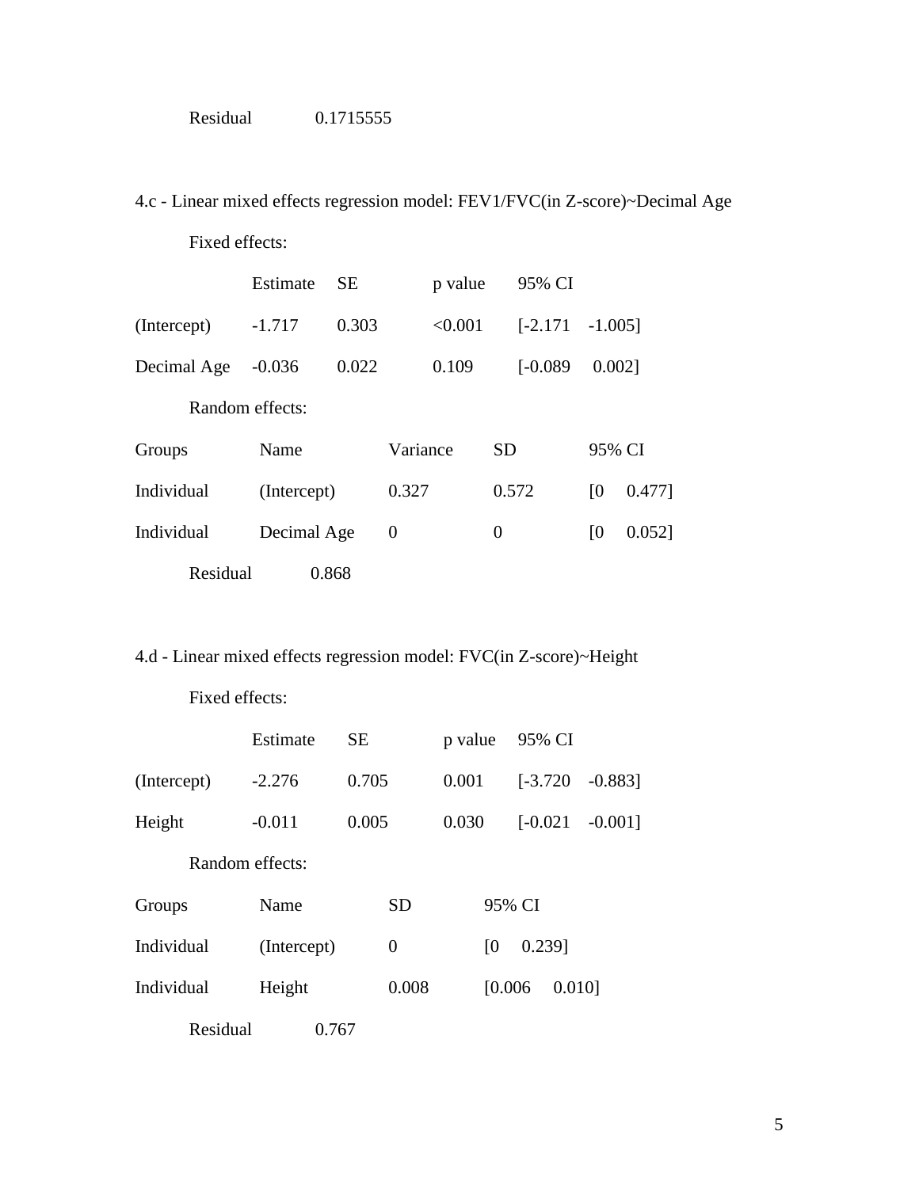Residual 0.1715555

4.c - Linear mixed effects regression model: FEV1/FVC(in Z-score)~Decimal Age

Fixed effects:

| | Estimate | SE | p value | 95% CI |
|---|---|---|---|---|
| (Intercept) | -1.717 | 0.303 | <0.001 | [-2.171 -1.005] |
| Decimal Age | -0.036 | 0.022 | 0.109 | [-0.089 0.002] |

Random effects:

| Groups | Name | Variance | SD | 95% CI |
|---|---|---|---|---|
| Individual | (Intercept) | 0.327 | 0.572 | [0 0.477] |
| Individual | Decimal Age | 0 | 0 | [0 0.052] |

Residual 0.868

4.d - Linear mixed effects regression model: FVC(in Z-score)~Height

Fixed effects:

| | Estimate | SE | p value | 95% CI |
|---|---|---|---|---|
| (Intercept) | -2.276 | 0.705 | 0.001 | [-3.720 -0.883] |
| Height | -0.011 | 0.005 | 0.030 | [-0.021 -0.001] |

Random effects:

| Groups | Name | SD | 95% CI |
|---|---|---|---|
| Individual | (Intercept) | 0 | [0 0.239] |
| Individual | Height | 0.008 | [0.006 0.010] |

Residual 0.767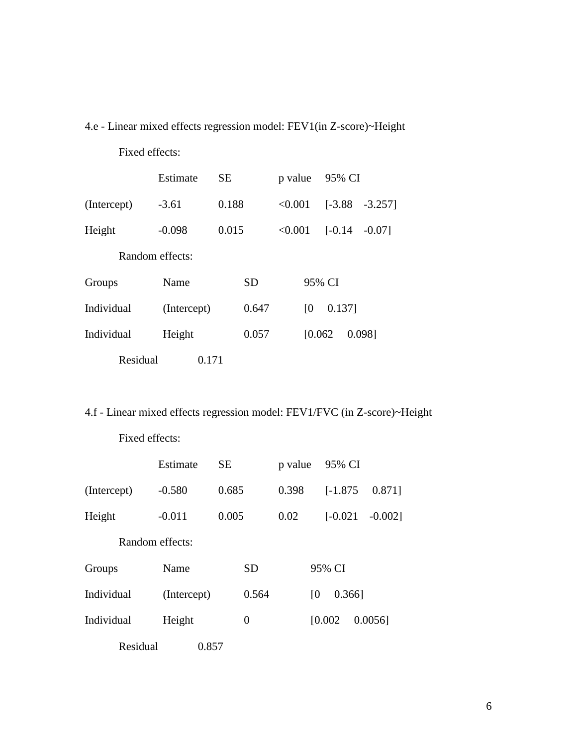4.e - Linear mixed effects regression model: FEV1(in Z-score)~Height

Fixed effects:

| | Estimate | SE | p value | 95% CI |
|---|---|---|---|---|
| (Intercept) | -3.61 | 0.188 | <0.001 | [-3.88 -3.257] |
| Height | -0.098 | 0.015 | <0.001 | [-0.14 -0.07] |

Random effects:

| Groups | Name | SD | 95% CI |
|---|---|---|---|
| Individual | (Intercept) | 0.647 | [0 0.137] |
| Individual | Height | 0.057 | [0.062 0.098] |

Residual 0.171

4.f - Linear mixed effects regression model: FEV1/FVC (in Z-score)~Height

Fixed effects:

| | Estimate | SE | p value | 95% CI |
|---|---|---|---|---|
| (Intercept) | -0.580 | 0.685 | 0.398 | [-1.875 0.871] |
| Height | -0.011 | 0.005 | 0.02 | [-0.021 -0.002] |

Random effects:

| Groups | Name | SD | 95% CI |
|---|---|---|---|
| Individual | (Intercept) | 0.564 | [0 0.366] |
| Individual | Height | 0 | [0.002 0.0056] |

Residual 0.857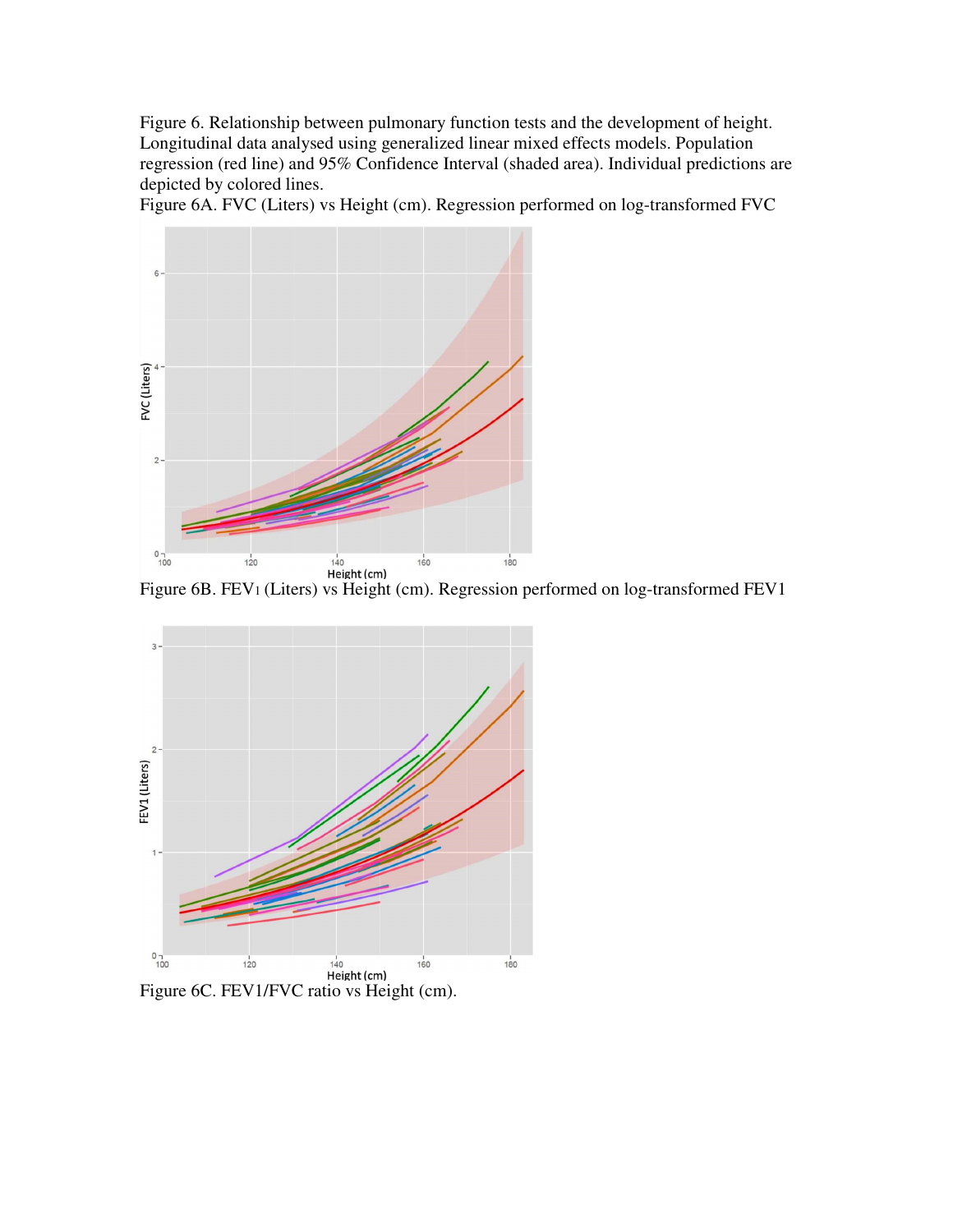Figure 6. Relationship between pulmonary function tests and the development of height. Longitudinal data analysed using generalized linear mixed effects models. Population regression (red line) and 95% Confidence Interval (shaded area). Individual predictions are depicted by colored lines.

Figure 6A. FVC (Liters) vs Height (cm). Regression performed on log-transformed FVC

Figure 6B. $FEV_1$ (Liters) vs Height (cm). Regression performed on log-transformed FEV1

Figure 6C. FEV1/FVC ratio vs Height (cm).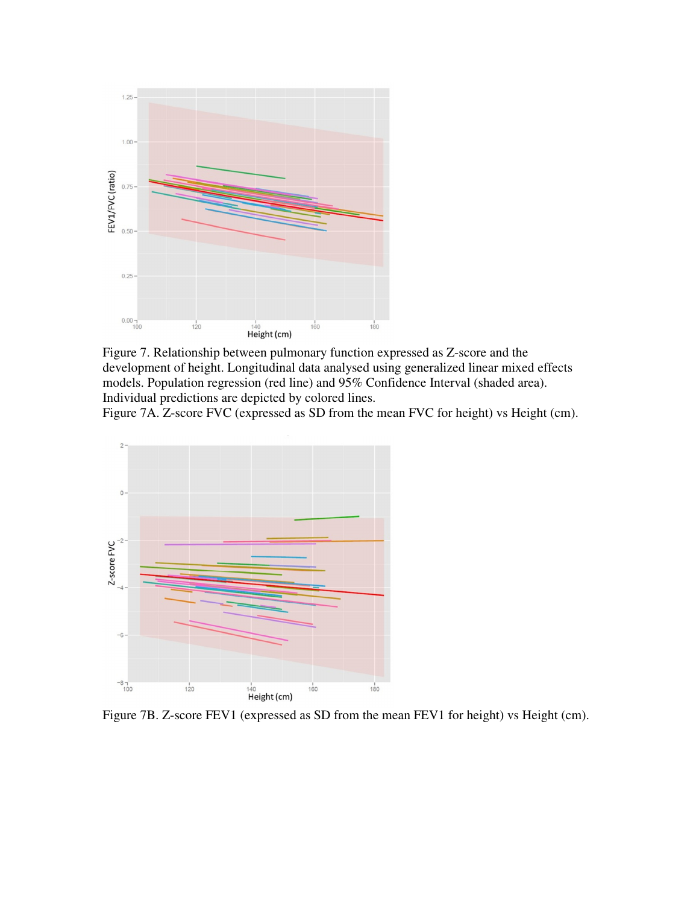Figure 7. Relationship between pulmonary function expressed as Z-score and the development of height. Longitudinal data analysed using generalized linear mixed effects models. Population regression (red line) and 95% Confidence Interval (shaded area). Individual predictions are depicted by colored lines.

Figure 7A. Z-score FVC (expressed as SD from the mean FVC for height) vs Height (cm).

Figure 7B. Z-score FEV1 (expressed as SD from the mean FEV1 for height) vs Height (cm).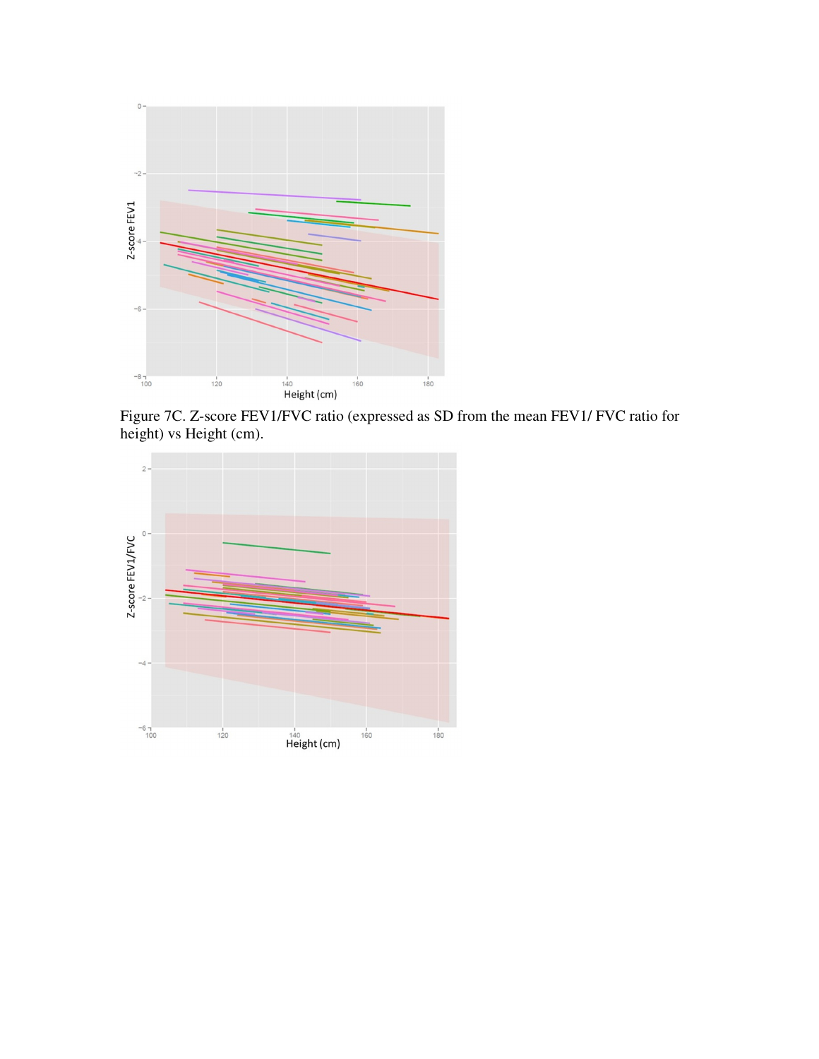0
-2
-4
-6
-8
Z-score FEV1
100
120
140
160
180
Height (cm)

Figure 7C. Z-score FEV1/FVC ratio (expressed as SD from the mean FEV1/ FVC ratio for height) vs Height (cm).

2
0
-2
-4
-6
Z-score FEV1/FVC
100
120
140
160
180
Height (cm)